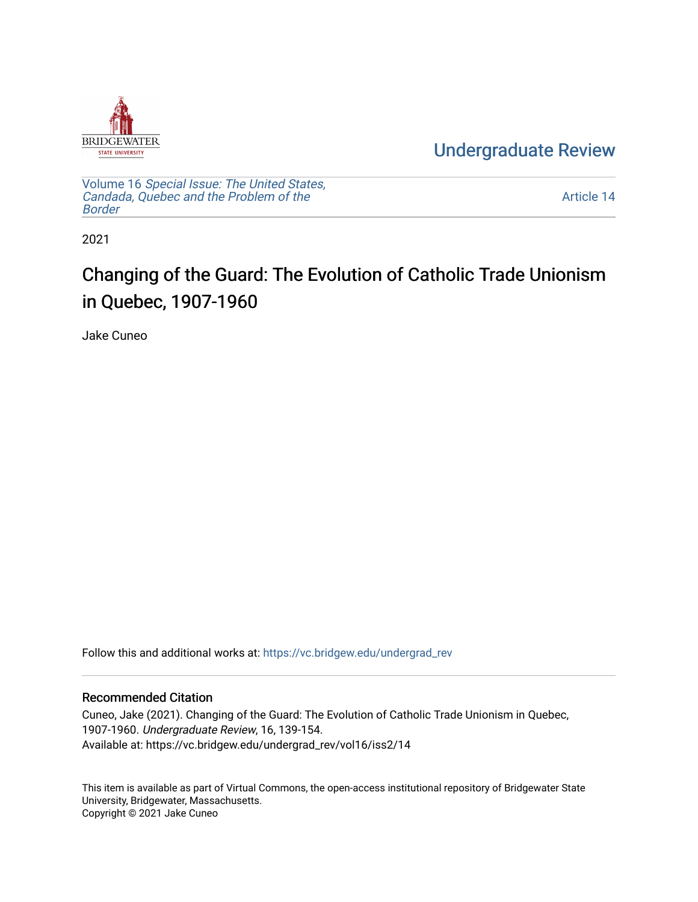Undergraduate Review

Volume 16 *Special Issue: The United States, Candada, Quebec and the Problem of the Border*

Article 14

2021

# Changing of the Guard: The Evolution of Catholic Trade Unionism in Quebec, 1907-1960

Jake Cuneo

Follow this and additional works at: https://vc.bridgew.edu/undergrad_rev

## Recommended Citation

Cuneo, Jake (2021). Changing of the Guard: The Evolution of Catholic Trade Unionism in Quebec, 1907-1960. *Undergraduate Review*, 16, 139-154.
Available at: https://vc.bridgew.edu/undergrad_rev/vol16/iss2/14

This item is available as part of Virtual Commons, the open-access institutional repository of Bridgewater State University, Bridgewater, Massachusetts.
Copyright © 2021 Jake Cuneo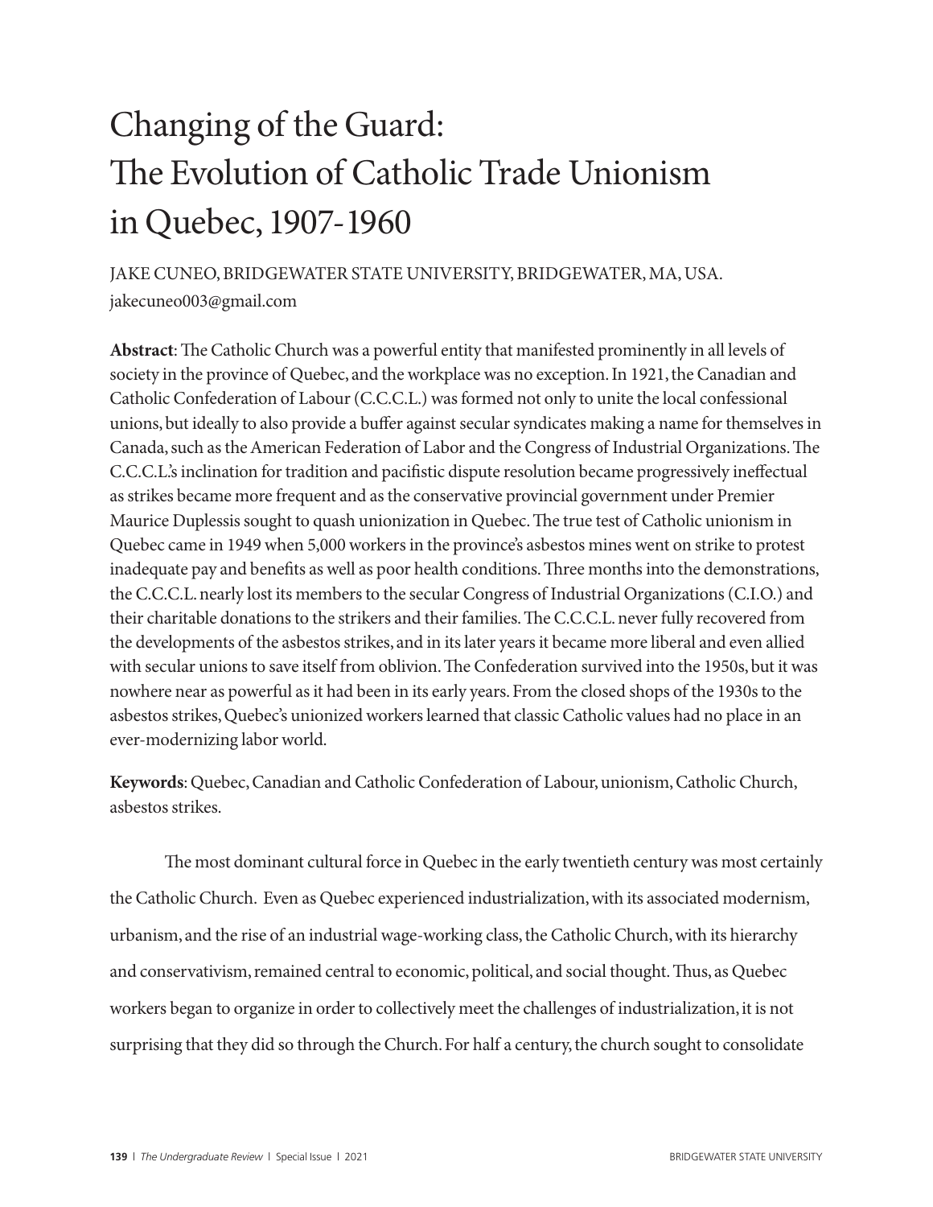# Changing of the Guard: The Evolution of Catholic Trade Unionism in Quebec, 1907-1960

JAKE CUNEO, BRIDGEWATER STATE UNIVERSITY, BRIDGEWATER, MA, USA.
jakecuneo003@gmail.com

**Abstract**: The Catholic Church was a powerful entity that manifested prominently in all levels of society in the province of Quebec, and the workplace was no exception. In 1921, the Canadian and Catholic Confederation of Labour (C.C.C.L.) was formed not only to unite the local confessional unions, but ideally to also provide a buffer against secular syndicates making a name for themselves in Canada, such as the American Federation of Labor and the Congress of Industrial Organizations. The C.C.C.L.'s inclination for tradition and pacifistic dispute resolution became progressively ineffectual as strikes became more frequent and as the conservative provincial government under Premier Maurice Duplessis sought to quash unionization in Quebec. The true test of Catholic unionism in Quebec came in 1949 when 5,000 workers in the province's asbestos mines went on strike to protest inadequate pay and benefits as well as poor health conditions. Three months into the demonstrations, the C.C.C.L. nearly lost its members to the secular Congress of Industrial Organizations (C.I.O.) and their charitable donations to the strikers and their families. The C.C.C.L. never fully recovered from the developments of the asbestos strikes, and in its later years it became more liberal and even allied with secular unions to save itself from oblivion. The Confederation survived into the 1950s, but it was nowhere near as powerful as it had been in its early years. From the closed shops of the 1930s to the asbestos strikes, Quebec's unionized workers learned that classic Catholic values had no place in an ever-modernizing labor world.

**Keywords**: Quebec, Canadian and Catholic Confederation of Labour, unionism, Catholic Church, asbestos strikes.

The most dominant cultural force in Quebec in the early twentieth century was most certainly the Catholic Church. Even as Quebec experienced industrialization, with its associated modernism, urbanism, and the rise of an industrial wage-working class, the Catholic Church, with its hierarchy and conservativism, remained central to economic, political, and social thought. Thus, as Quebec workers began to organize in order to collectively meet the challenges of industrialization, it is not surprising that they did so through the Church. For half a century, the church sought to consolidate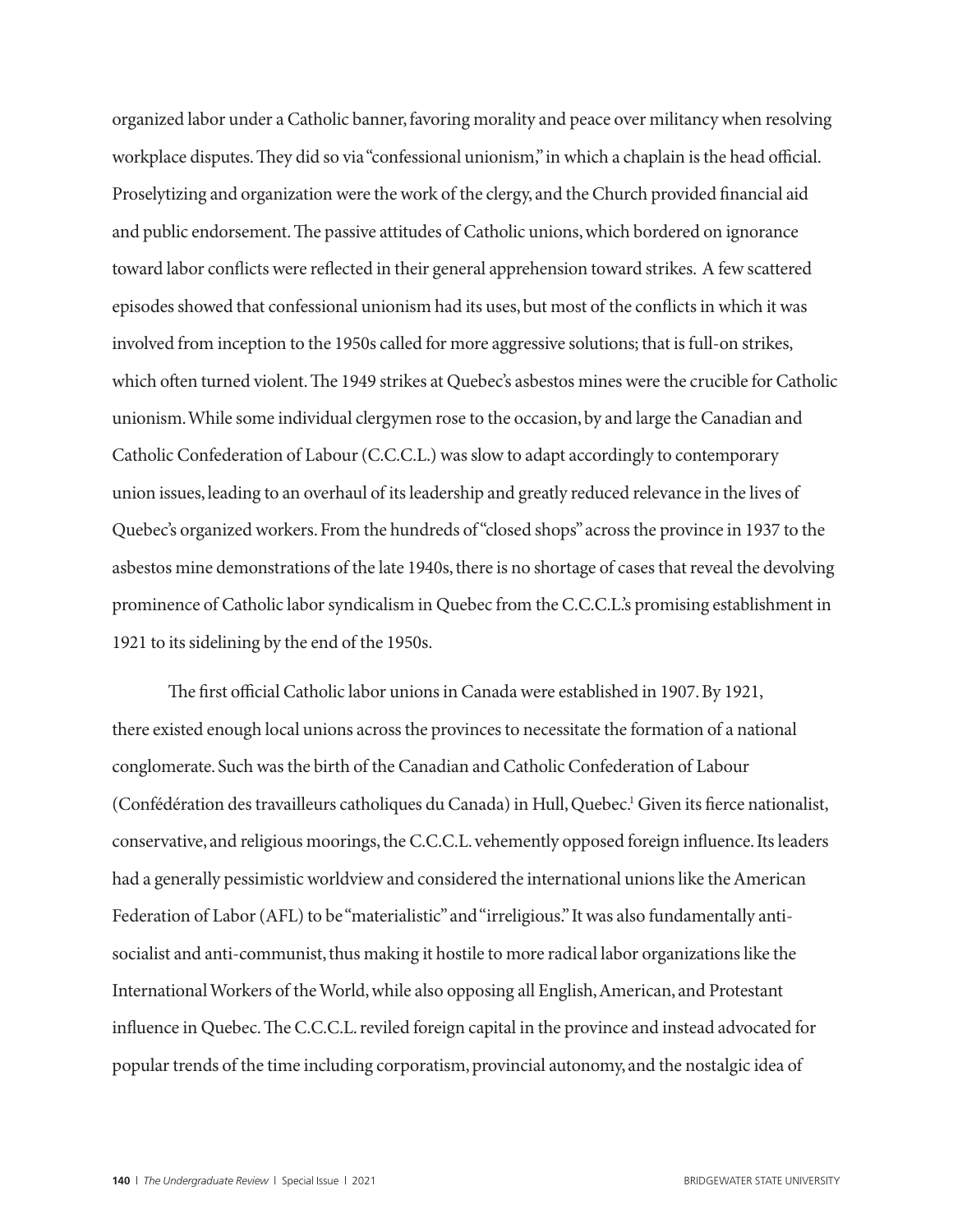organized labor under a Catholic banner, favoring morality and peace over militancy when resolving workplace disputes. They did so via "confessional unionism," in which a chaplain is the head official. Proselytizing and organization were the work of the clergy, and the Church provided financial aid and public endorsement. The passive attitudes of Catholic unions, which bordered on ignorance toward labor conflicts were reflected in their general apprehension toward strikes. A few scattered episodes showed that confessional unionism had its uses, but most of the conflicts in which it was involved from inception to the 1950s called for more aggressive solutions; that is full-on strikes, which often turned violent. The 1949 strikes at Quebec's asbestos mines were the crucible for Catholic unionism. While some individual clergymen rose to the occasion, by and large the Canadian and Catholic Confederation of Labour (C.C.C.L.) was slow to adapt accordingly to contemporary union issues, leading to an overhaul of its leadership and greatly reduced relevance in the lives of Quebec's organized workers. From the hundreds of "closed shops" across the province in 1937 to the asbestos mine demonstrations of the late 1940s, there is no shortage of cases that reveal the devolving prominence of Catholic labor syndicalism in Quebec from the C.C.C.L.'s promising establishment in 1921 to its sidelining by the end of the 1950s.

The first official Catholic labor unions in Canada were established in 1907. By 1921, there existed enough local unions across the provinces to necessitate the formation of a national conglomerate. Such was the birth of the Canadian and Catholic Confederation of Labour (Confédération des travailleurs catholiques du Canada) in Hull, Quebec.[1] Given its fierce nationalist, conservative, and religious moorings, the C.C.C.L. vehemently opposed foreign influence. Its leaders had a generally pessimistic worldview and considered the international unions like the American Federation of Labor (AFL) to be "materialistic" and "irreligious." It was also fundamentally anti-socialist and anti-communist, thus making it hostile to more radical labor organizations like the International Workers of the World, while also opposing all English, American, and Protestant influence in Quebec. The C.C.C.L. reviled foreign capital in the province and instead advocated for popular trends of the time including corporatism, provincial autonomy, and the nostalgic idea of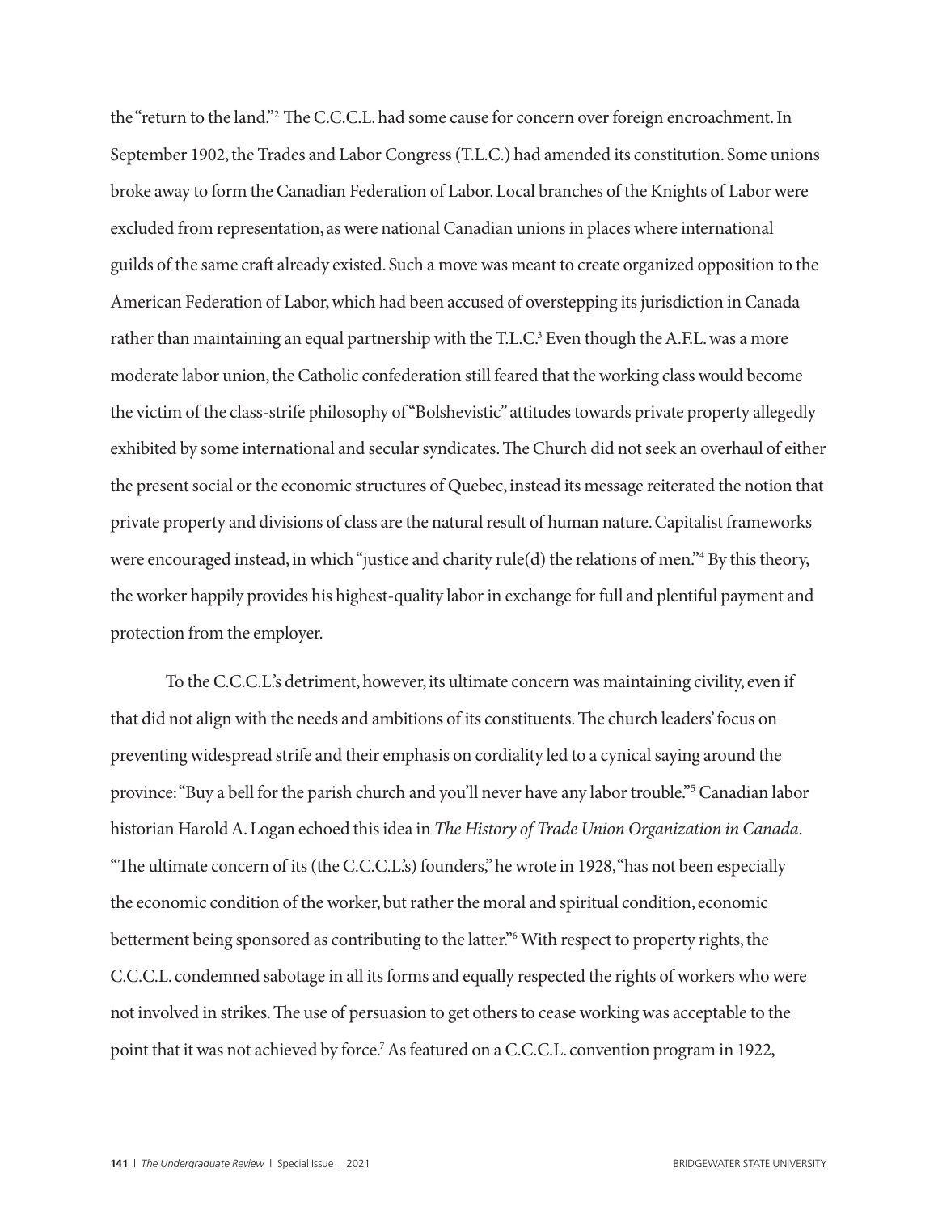the "return to the land."[2] The C.C.C.L. had some cause for concern over foreign encroachment. In September 1902, the Trades and Labor Congress (T.L.C.) had amended its constitution. Some unions broke away to form the Canadian Federation of Labor. Local branches of the Knights of Labor were excluded from representation, as were national Canadian unions in places where international guilds of the same craft already existed. Such a move was meant to create organized opposition to the American Federation of Labor, which had been accused of overstepping its jurisdiction in Canada rather than maintaining an equal partnership with the T.L.C.[3] Even though the A.F.L. was a more moderate labor union, the Catholic confederation still feared that the working class would become the victim of the class-strife philosophy of "Bolshevistic" attitudes towards private property allegedly exhibited by some international and secular syndicates. The Church did not seek an overhaul of either the present social or the economic structures of Quebec, instead its message reiterated the notion that private property and divisions of class are the natural result of human nature. Capitalist frameworks were encouraged instead, in which "justice and charity rule(d) the relations of men."[4] By this theory, the worker happily provides his highest-quality labor in exchange for full and plentiful payment and protection from the employer.

To the C.C.C.L.'s detriment, however, its ultimate concern was maintaining civility, even if that did not align with the needs and ambitions of its constituents. The church leaders' focus on preventing widespread strife and their emphasis on cordiality led to a cynical saying around the province: "Buy a bell for the parish church and you'll never have any labor trouble."[5] Canadian labor historian Harold A. Logan echoed this idea in *The History of Trade Union Organization in Canada*. "The ultimate concern of its (the C.C.C.L.'s) founders," he wrote in 1928, "has not been especially the economic condition of the worker, but rather the moral and spiritual condition, economic betterment being sponsored as contributing to the latter."[6] With respect to property rights, the C.C.C.L. condemned sabotage in all its forms and equally respected the rights of workers who were not involved in strikes. The use of persuasion to get others to cease working was acceptable to the point that it was not achieved by force.[7] As featured on a C.C.C.L. convention program in 1922,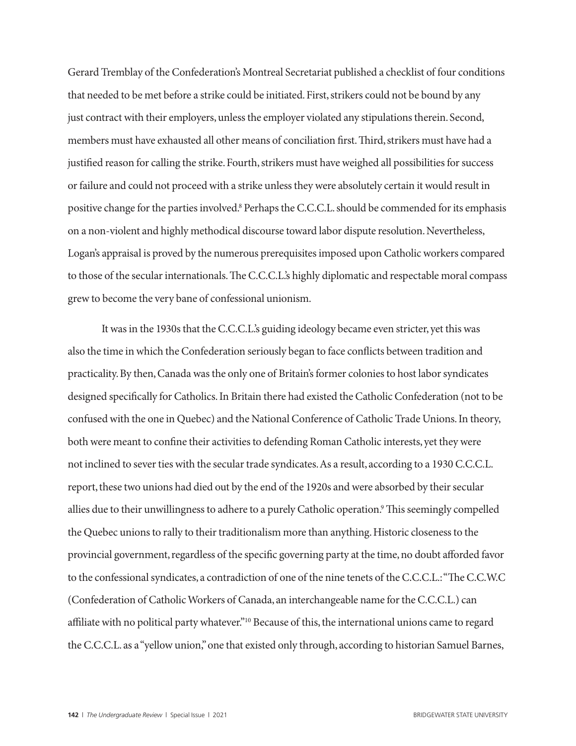Gerard Tremblay of the Confederation's Montreal Secretariat published a checklist of four conditions that needed to be met before a strike could be initiated. First, strikers could not be bound by any just contract with their employers, unless the employer violated any stipulations therein. Second, members must have exhausted all other means of conciliation first. Third, strikers must have had a justified reason for calling the strike. Fourth, strikers must have weighed all possibilities for success or failure and could not proceed with a strike unless they were absolutely certain it would result in positive change for the parties involved.[8] Perhaps the C.C.C.L. should be commended for its emphasis on a non-violent and highly methodical discourse toward labor dispute resolution. Nevertheless, Logan's appraisal is proved by the numerous prerequisites imposed upon Catholic workers compared to those of the secular internationals. The C.C.C.L.'s highly diplomatic and respectable moral compass grew to become the very bane of confessional unionism.

It was in the 1930s that the C.C.C.L.'s guiding ideology became even stricter, yet this was also the time in which the Confederation seriously began to face conflicts between tradition and practicality. By then, Canada was the only one of Britain's former colonies to host labor syndicates designed specifically for Catholics. In Britain there had existed the Catholic Confederation (not to be confused with the one in Quebec) and the National Conference of Catholic Trade Unions. In theory, both were meant to confine their activities to defending Roman Catholic interests, yet they were not inclined to sever ties with the secular trade syndicates. As a result, according to a 1930 C.C.C.L. report, these two unions had died out by the end of the 1920s and were absorbed by their secular allies due to their unwillingness to adhere to a purely Catholic operation.[9] This seemingly compelled the Quebec unions to rally to their traditionalism more than anything. Historic closeness to the provincial government, regardless of the specific governing party at the time, no doubt afforded favor to the confessional syndicates, a contradiction of one of the nine tenets of the C.C.C.L.: "The C.C.W.C (Confederation of Catholic Workers of Canada, an interchangeable name for the C.C.C.L.) can affiliate with no political party whatever."[10] Because of this, the international unions came to regard the C.C.C.L. as a "yellow union," one that existed only through, according to historian Samuel Barnes,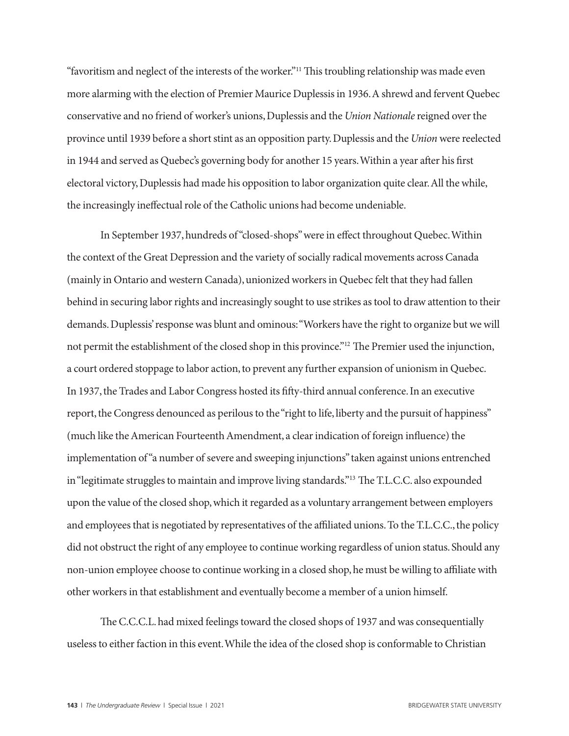"favoritism and neglect of the interests of the worker."[11] This troubling relationship was made even more alarming with the election of Premier Maurice Duplessis in 1936. A shrewd and fervent Quebec conservative and no friend of worker's unions, Duplessis and the *Union Nationale* reigned over the province until 1939 before a short stint as an opposition party. Duplessis and the *Union* were reelected in 1944 and served as Quebec's governing body for another 15 years. Within a year after his first electoral victory, Duplessis had made his opposition to labor organization quite clear. All the while, the increasingly ineffectual role of the Catholic unions had become undeniable.

In September 1937, hundreds of "closed-shops" were in effect throughout Quebec. Within the context of the Great Depression and the variety of socially radical movements across Canada (mainly in Ontario and western Canada), unionized workers in Quebec felt that they had fallen behind in securing labor rights and increasingly sought to use strikes as tool to draw attention to their demands. Duplessis' response was blunt and ominous: "Workers have the right to organize but we will not permit the establishment of the closed shop in this province."[12] The Premier used the injunction, a court ordered stoppage to labor action, to prevent any further expansion of unionism in Quebec. In 1937, the Trades and Labor Congress hosted its fifty-third annual conference. In an executive report, the Congress denounced as perilous to the "right to life, liberty and the pursuit of happiness" (much like the American Fourteenth Amendment, a clear indication of foreign influence) the implementation of "a number of severe and sweeping injunctions" taken against unions entrenched in "legitimate struggles to maintain and improve living standards."[13] The T.L.C.C. also expounded upon the value of the closed shop, which it regarded as a voluntary arrangement between employers and employees that is negotiated by representatives of the affiliated unions. To the T.L.C.C., the policy did not obstruct the right of any employee to continue working regardless of union status. Should any non-union employee choose to continue working in a closed shop, he must be willing to affiliate with other workers in that establishment and eventually become a member of a union himself.

The C.C.C.L. had mixed feelings toward the closed shops of 1937 and was consequentially useless to either faction in this event. While the idea of the closed shop is conformable to Christian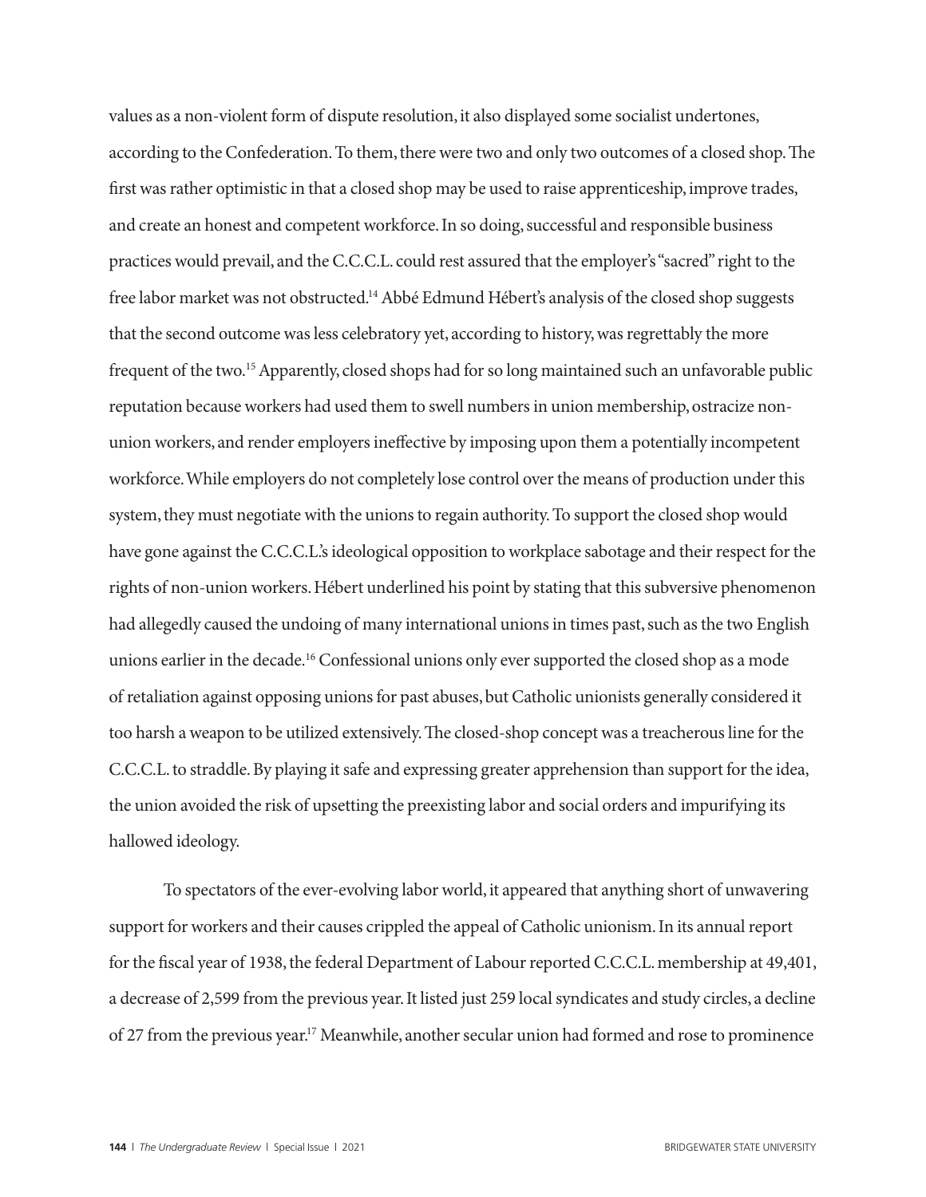values as a non-violent form of dispute resolution, it also displayed some socialist undertones, according to the Confederation. To them, there were two and only two outcomes of a closed shop. The first was rather optimistic in that a closed shop may be used to raise apprenticeship, improve trades, and create an honest and competent workforce. In so doing, successful and responsible business practices would prevail, and the C.C.C.L. could rest assured that the employer's "sacred" right to the free labor market was not obstructed.[14] Abbé Edmund Hébert's analysis of the closed shop suggests that the second outcome was less celebratory yet, according to history, was regrettably the more frequent of the two.[15] Apparently, closed shops had for so long maintained such an unfavorable public reputation because workers had used them to swell numbers in union membership, ostracize non-union workers, and render employers ineffective by imposing upon them a potentially incompetent workforce. While employers do not completely lose control over the means of production under this system, they must negotiate with the unions to regain authority. To support the closed shop would have gone against the C.C.C.L.'s ideological opposition to workplace sabotage and their respect for the rights of non-union workers. Hébert underlined his point by stating that this subversive phenomenon had allegedly caused the undoing of many international unions in times past, such as the two English unions earlier in the decade.[16] Confessional unions only ever supported the closed shop as a mode of retaliation against opposing unions for past abuses, but Catholic unionists generally considered it too harsh a weapon to be utilized extensively. The closed-shop concept was a treacherous line for the C.C.C.L. to straddle. By playing it safe and expressing greater apprehension than support for the idea, the union avoided the risk of upsetting the preexisting labor and social orders and impurifying its hallowed ideology.

To spectators of the ever-evolving labor world, it appeared that anything short of unwavering support for workers and their causes crippled the appeal of Catholic unionism. In its annual report for the fiscal year of 1938, the federal Department of Labour reported C.C.C.L. membership at 49,401, a decrease of 2,599 from the previous year. It listed just 259 local syndicates and study circles, a decline of 27 from the previous year.[17] Meanwhile, another secular union had formed and rose to prominence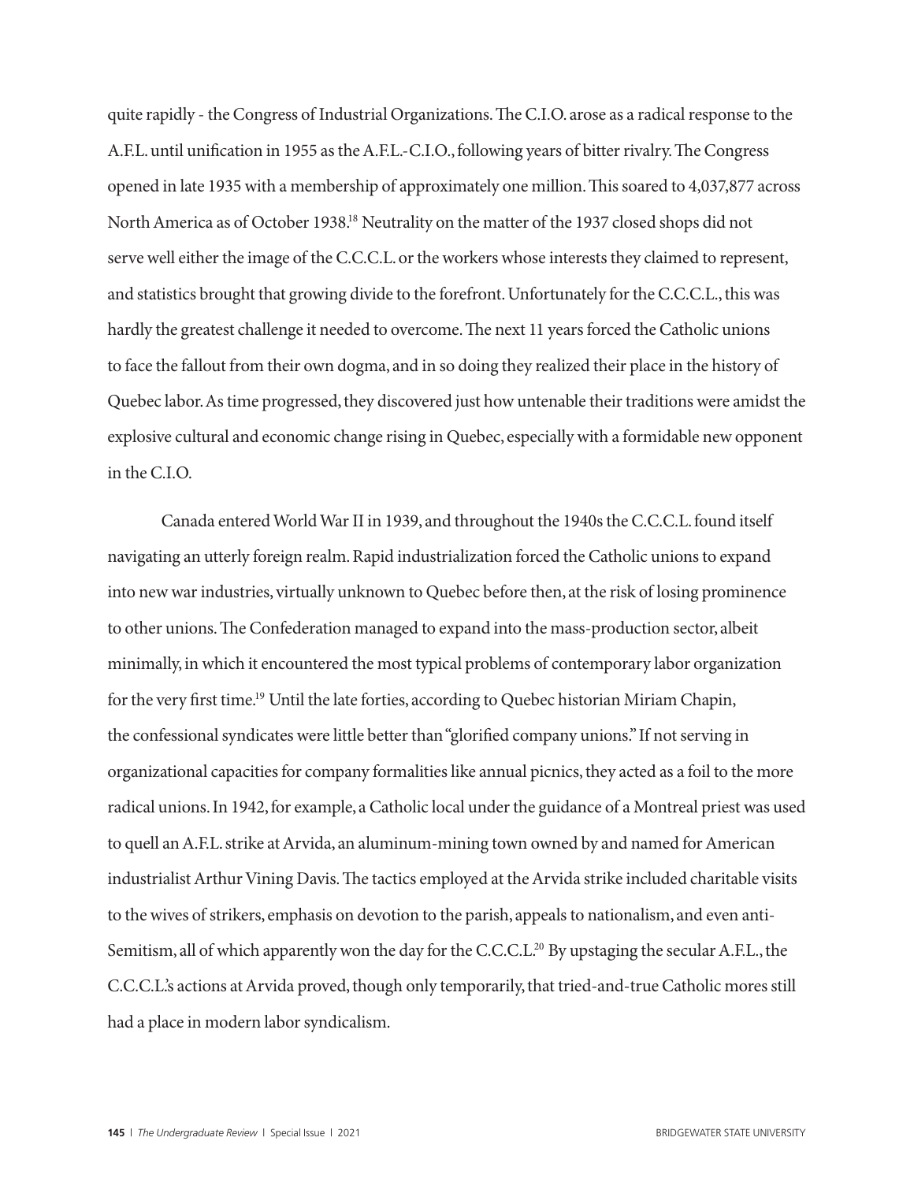quite rapidly - the Congress of Industrial Organizations. The C.I.O. arose as a radical response to the A.F.L. until unification in 1955 as the A.F.L.-C.I.O., following years of bitter rivalry. The Congress opened in late 1935 with a membership of approximately one million. This soared to 4,037,877 across North America as of October 1938.[18] Neutrality on the matter of the 1937 closed shops did not serve well either the image of the C.C.C.L. or the workers whose interests they claimed to represent, and statistics brought that growing divide to the forefront. Unfortunately for the C.C.C.L., this was hardly the greatest challenge it needed to overcome. The next 11 years forced the Catholic unions to face the fallout from their own dogma, and in so doing they realized their place in the history of Quebec labor. As time progressed, they discovered just how untenable their traditions were amidst the explosive cultural and economic change rising in Quebec, especially with a formidable new opponent in the C.I.O.

Canada entered World War II in 1939, and throughout the 1940s the C.C.C.L. found itself navigating an utterly foreign realm. Rapid industrialization forced the Catholic unions to expand into new war industries, virtually unknown to Quebec before then, at the risk of losing prominence to other unions. The Confederation managed to expand into the mass-production sector, albeit minimally, in which it encountered the most typical problems of contemporary labor organization for the very first time.[19] Until the late forties, according to Quebec historian Miriam Chapin, the confessional syndicates were little better than "glorified company unions." If not serving in organizational capacities for company formalities like annual picnics, they acted as a foil to the more radical unions. In 1942, for example, a Catholic local under the guidance of a Montreal priest was used to quell an A.F.L. strike at Arvida, an aluminum-mining town owned by and named for American industrialist Arthur Vining Davis. The tactics employed at the Arvida strike included charitable visits to the wives of strikers, emphasis on devotion to the parish, appeals to nationalism, and even anti-Semitism, all of which apparently won the day for the C.C.C.L.[20] By upstaging the secular A.F.L., the C.C.C.L.'s actions at Arvida proved, though only temporarily, that tried-and-true Catholic mores still had a place in modern labor syndicalism.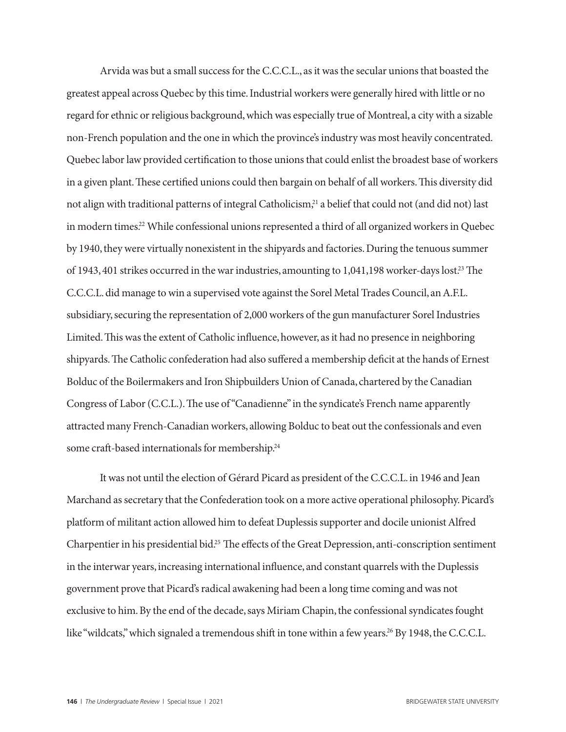Arvida was but a small success for the C.C.C.L., as it was the secular unions that boasted the greatest appeal across Quebec by this time. Industrial workers were generally hired with little or no regard for ethnic or religious background, which was especially true of Montreal, a city with a sizable non-French population and the one in which the province's industry was most heavily concentrated. Quebec labor law provided certification to those unions that could enlist the broadest base of workers in a given plant. These certified unions could then bargain on behalf of all workers. This diversity did not align with traditional patterns of integral Catholicism,[21] a belief that could not (and did not) last in modern times.[22] While confessional unions represented a third of all organized workers in Quebec by 1940, they were virtually nonexistent in the shipyards and factories. During the tenuous summer of 1943, 401 strikes occurred in the war industries, amounting to 1,041,198 worker-days lost.[23] The C.C.C.L. did manage to win a supervised vote against the Sorel Metal Trades Council, an A.F.L. subsidiary, securing the representation of 2,000 workers of the gun manufacturer Sorel Industries Limited. This was the extent of Catholic influence, however, as it had no presence in neighboring shipyards. The Catholic confederation had also suffered a membership deficit at the hands of Ernest Bolduc of the Boilermakers and Iron Shipbuilders Union of Canada, chartered by the Canadian Congress of Labor (C.C.L.). The use of "Canadienne" in the syndicate's French name apparently attracted many French-Canadian workers, allowing Bolduc to beat out the confessionals and even some craft-based internationals for membership.[24]

It was not until the election of Gérard Picard as president of the C.C.C.L. in 1946 and Jean Marchand as secretary that the Confederation took on a more active operational philosophy. Picard's platform of militant action allowed him to defeat Duplessis supporter and docile unionist Alfred Charpentier in his presidential bid.[25] The effects of the Great Depression, anti-conscription sentiment in the interwar years, increasing international influence, and constant quarrels with the Duplessis government prove that Picard's radical awakening had been a long time coming and was not exclusive to him. By the end of the decade, says Miriam Chapin, the confessional syndicates fought like "wildcats," which signaled a tremendous shift in tone within a few years.[26] By 1948, the C.C.C.L.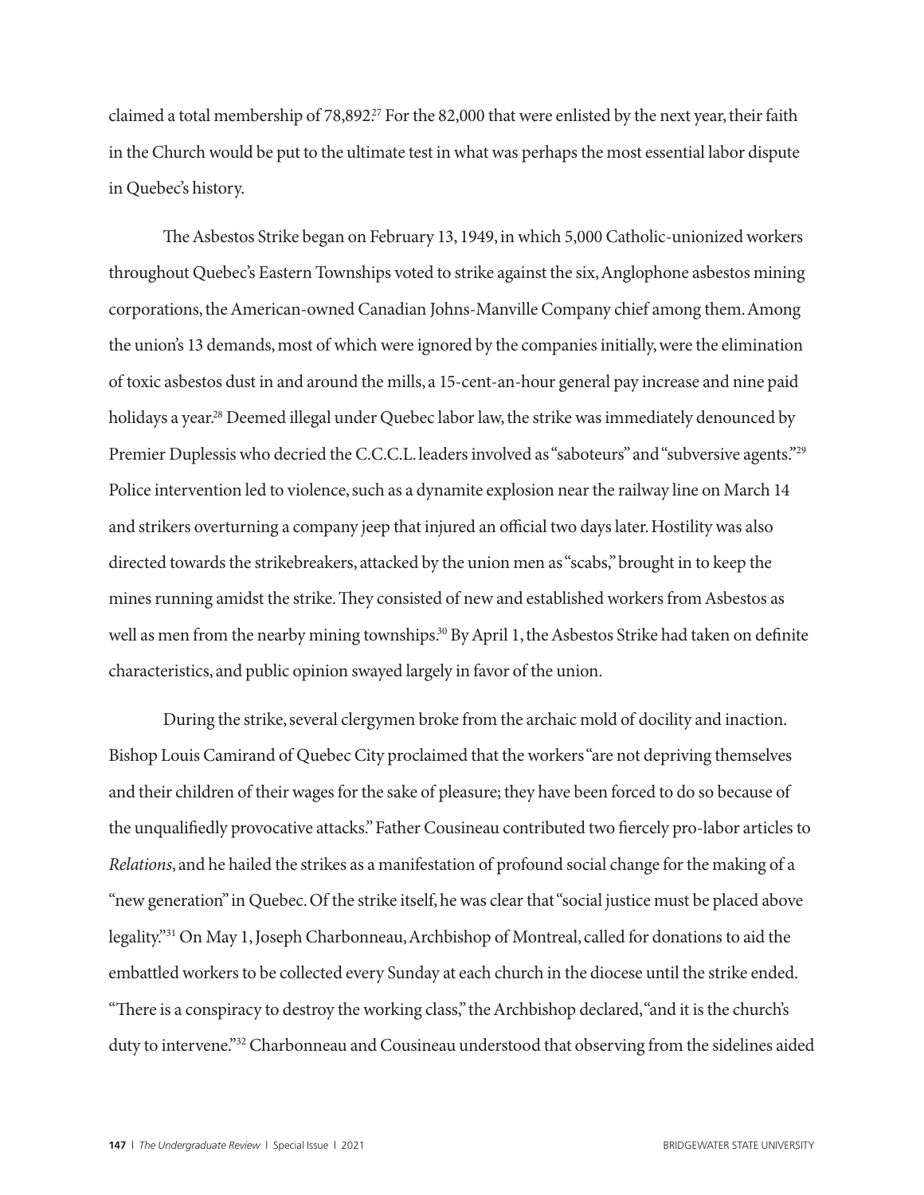claimed a total membership of 78,892.[27] For the 82,000 that were enlisted by the next year, their faith in the Church would be put to the ultimate test in what was perhaps the most essential labor dispute in Quebec's history.

The Asbestos Strike began on February 13, 1949, in which 5,000 Catholic-unionized workers throughout Quebec's Eastern Townships voted to strike against the six, Anglophone asbestos mining corporations, the American-owned Canadian Johns-Manville Company chief among them. Among the union's 13 demands, most of which were ignored by the companies initially, were the elimination of toxic asbestos dust in and around the mills, a 15-cent-an-hour general pay increase and nine paid holidays a year.[28] Deemed illegal under Quebec labor law, the strike was immediately denounced by Premier Duplessis who decried the C.C.C.L. leaders involved as "saboteurs" and "subversive agents."[29] Police intervention led to violence, such as a dynamite explosion near the railway line on March 14 and strikers overturning a company jeep that injured an official two days later. Hostility was also directed towards the strikebreakers, attacked by the union men as "scabs," brought in to keep the mines running amidst the strike. They consisted of new and established workers from Asbestos as well as men from the nearby mining townships.[30] By April 1, the Asbestos Strike had taken on definite characteristics, and public opinion swayed largely in favor of the union.

During the strike, several clergymen broke from the archaic mold of docility and inaction. Bishop Louis Camirand of Quebec City proclaimed that the workers "are not depriving themselves and their children of their wages for the sake of pleasure; they have been forced to do so because of the unqualifiedly provocative attacks." Father Cousineau contributed two fiercely pro-labor articles to *Relations*, and he hailed the strikes as a manifestation of profound social change for the making of a "new generation" in Quebec. Of the strike itself, he was clear that "social justice must be placed above legality."[31] On May 1, Joseph Charbonneau, Archbishop of Montreal, called for donations to aid the embattled workers to be collected every Sunday at each church in the diocese until the strike ended. "There is a conspiracy to destroy the working class," the Archbishop declared, "and it is the church's duty to intervene."[32] Charbonneau and Cousineau understood that observing from the sidelines aided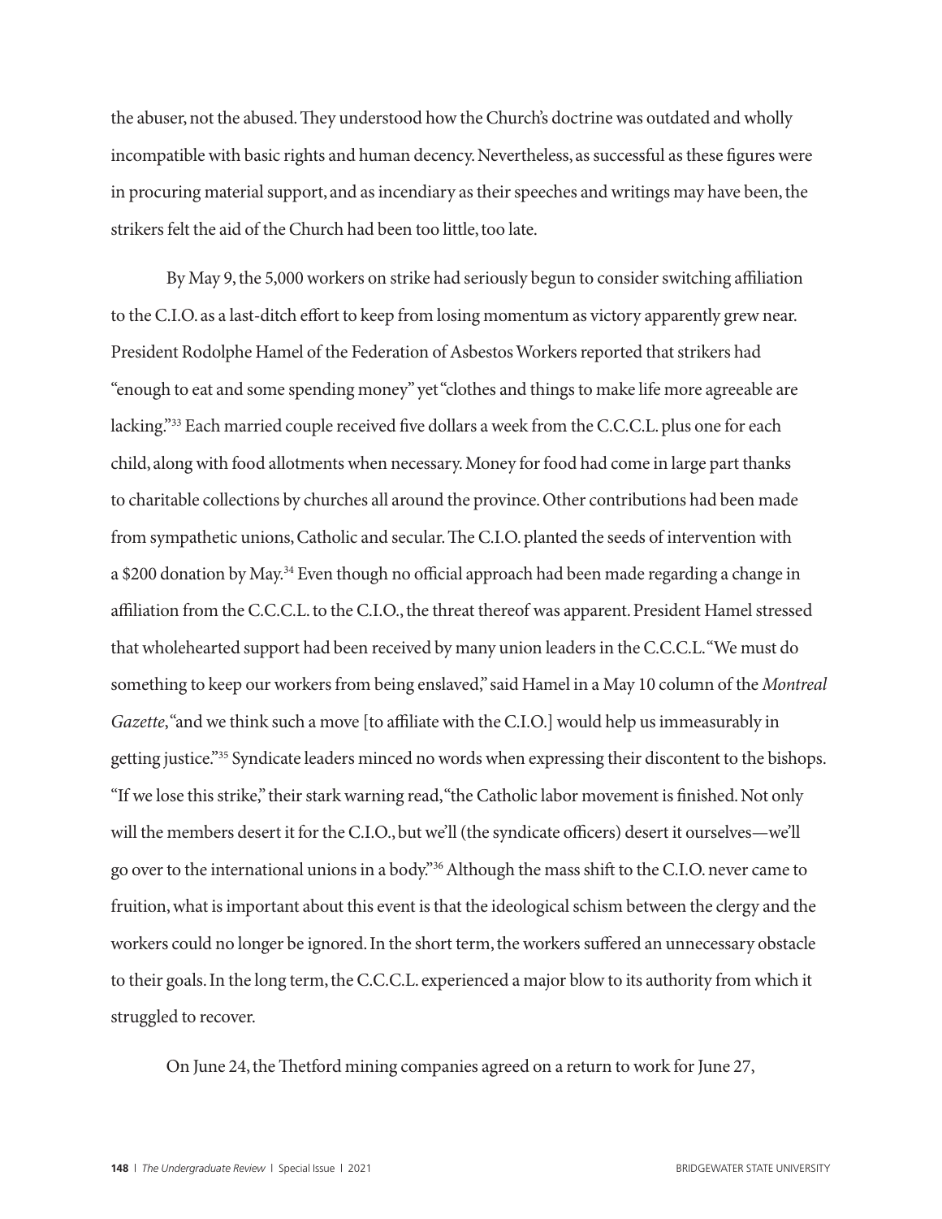the abuser, not the abused. They understood how the Church's doctrine was outdated and wholly incompatible with basic rights and human decency. Nevertheless, as successful as these figures were in procuring material support, and as incendiary as their speeches and writings may have been, the strikers felt the aid of the Church had been too little, too late.

By May 9, the 5,000 workers on strike had seriously begun to consider switching affiliation to the C.I.O. as a last-ditch effort to keep from losing momentum as victory apparently grew near. President Rodolphe Hamel of the Federation of Asbestos Workers reported that strikers had "enough to eat and some spending money" yet "clothes and things to make life more agreeable are lacking."[33] Each married couple received five dollars a week from the C.C.C.L. plus one for each child, along with food allotments when necessary. Money for food had come in large part thanks to charitable collections by churches all around the province. Other contributions had been made from sympathetic unions, Catholic and secular. The C.I.O. planted the seeds of intervention with a $200 donation by May.[34] Even though no official approach had been made regarding a change in affiliation from the C.C.C.L. to the C.I.O., the threat thereof was apparent. President Hamel stressed that wholehearted support had been received by many union leaders in the C.C.C.L. "We must do something to keep our workers from being enslaved," said Hamel in a May 10 column of the *Montreal Gazette*, "and we think such a move [to affiliate with the C.I.O.] would help us immeasurably in getting justice."[35] Syndicate leaders minced no words when expressing their discontent to the bishops. "If we lose this strike," their stark warning read, "the Catholic labor movement is finished. Not only will the members desert it for the C.I.O., but we'll (the syndicate officers) desert it ourselves—we'll go over to the international unions in a body."[36] Although the mass shift to the C.I.O. never came to fruition, what is important about this event is that the ideological schism between the clergy and the workers could no longer be ignored. In the short term, the workers suffered an unnecessary obstacle to their goals. In the long term, the C.C.C.L. experienced a major blow to its authority from which it struggled to recover.

On June 24, the Thetford mining companies agreed on a return to work for June 27,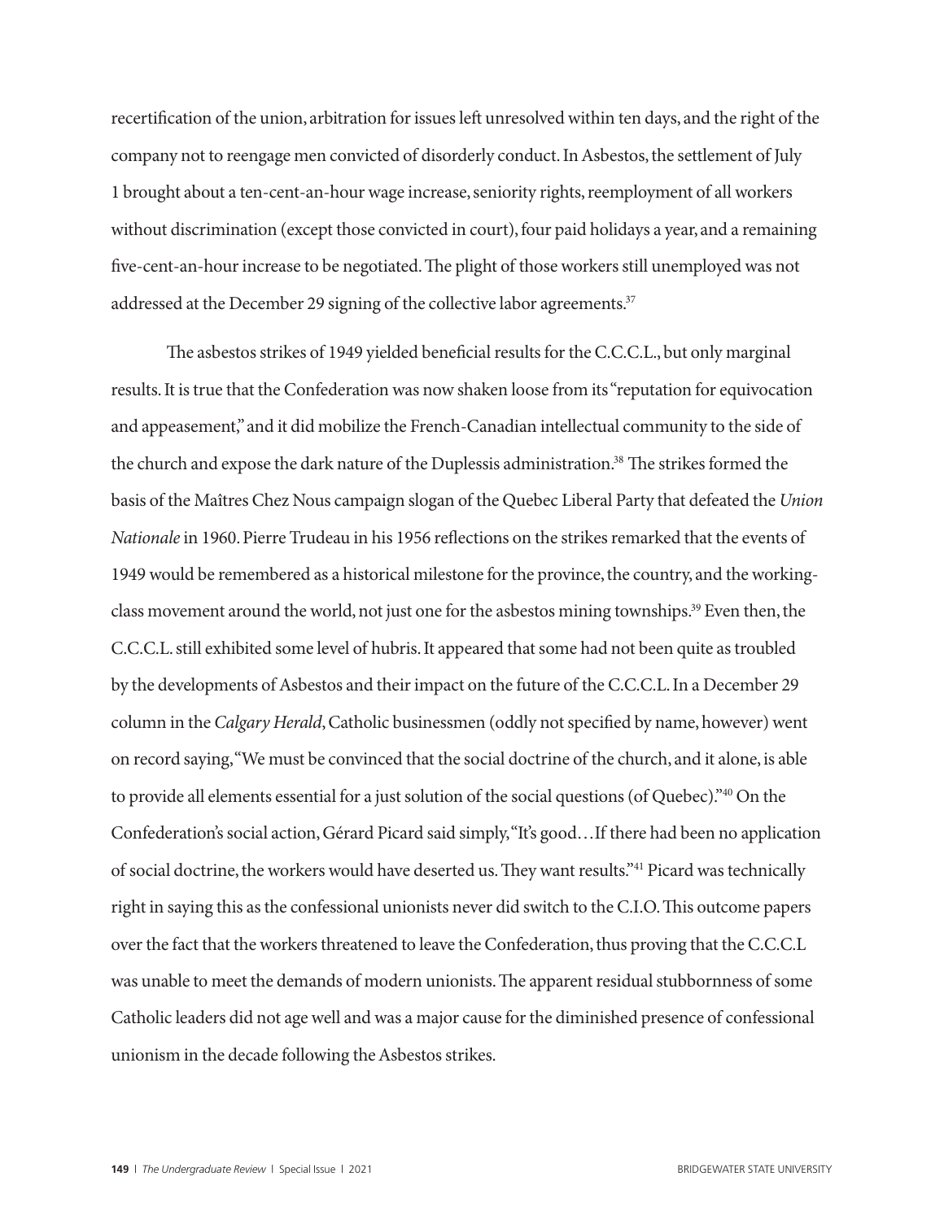recertification of the union, arbitration for issues left unresolved within ten days, and the right of the company not to reengage men convicted of disorderly conduct. In Asbestos, the settlement of July 1 brought about a ten-cent-an-hour wage increase, seniority rights, reemployment of all workers without discrimination (except those convicted in court), four paid holidays a year, and a remaining five-cent-an-hour increase to be negotiated. The plight of those workers still unemployed was not addressed at the December 29 signing of the collective labor agreements.[37]

The asbestos strikes of 1949 yielded beneficial results for the C.C.C.L., but only marginal results. It is true that the Confederation was now shaken loose from its "reputation for equivocation and appeasement," and it did mobilize the French-Canadian intellectual community to the side of the church and expose the dark nature of the Duplessis administration.[38] The strikes formed the basis of the Maîtres Chez Nous campaign slogan of the Quebec Liberal Party that defeated the *Union Nationale* in 1960. Pierre Trudeau in his 1956 reflections on the strikes remarked that the events of 1949 would be remembered as a historical milestone for the province, the country, and the working-class movement around the world, not just one for the asbestos mining townships.[39] Even then, the C.C.C.L. still exhibited some level of hubris. It appeared that some had not been quite as troubled by the developments of Asbestos and their impact on the future of the C.C.C.L. In a December 29 column in the *Calgary Herald*, Catholic businessmen (oddly not specified by name, however) went on record saying, "We must be convinced that the social doctrine of the church, and it alone, is able to provide all elements essential for a just solution of the social questions (of Quebec)."[40] On the Confederation's social action, Gérard Picard said simply, "It's good…If there had been no application of social doctrine, the workers would have deserted us. They want results."[41] Picard was technically right in saying this as the confessional unionists never did switch to the C.I.O. This outcome papers over the fact that the workers threatened to leave the Confederation, thus proving that the C.C.C.L was unable to meet the demands of modern unionists. The apparent residual stubbornness of some Catholic leaders did not age well and was a major cause for the diminished presence of confessional unionism in the decade following the Asbestos strikes.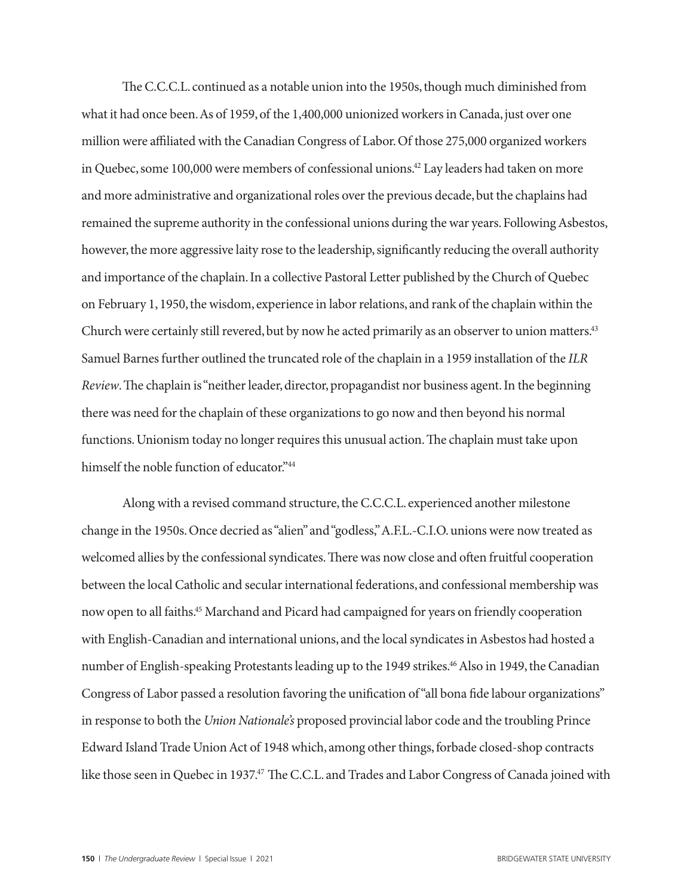The C.C.C.L. continued as a notable union into the 1950s, though much diminished from what it had once been. As of 1959, of the 1,400,000 unionized workers in Canada, just over one million were affiliated with the Canadian Congress of Labor. Of those 275,000 organized workers in Quebec, some 100,000 were members of confessional unions.[42] Lay leaders had taken on more and more administrative and organizational roles over the previous decade, but the chaplains had remained the supreme authority in the confessional unions during the war years. Following Asbestos, however, the more aggressive laity rose to the leadership, significantly reducing the overall authority and importance of the chaplain. In a collective Pastoral Letter published by the Church of Quebec on February 1, 1950, the wisdom, experience in labor relations, and rank of the chaplain within the Church were certainly still revered, but by now he acted primarily as an observer to union matters.[43] Samuel Barnes further outlined the truncated role of the chaplain in a 1959 installation of the *ILR Review*. The chaplain is "neither leader, director, propagandist nor business agent. In the beginning there was need for the chaplain of these organizations to go now and then beyond his normal functions. Unionism today no longer requires this unusual action. The chaplain must take upon himself the noble function of educator."[44]

Along with a revised command structure, the C.C.C.L. experienced another milestone change in the 1950s. Once decried as "alien" and "godless," A.F.L.-C.I.O. unions were now treated as welcomed allies by the confessional syndicates. There was now close and often fruitful cooperation between the local Catholic and secular international federations, and confessional membership was now open to all faiths.[45] Marchand and Picard had campaigned for years on friendly cooperation with English-Canadian and international unions, and the local syndicates in Asbestos had hosted a number of English-speaking Protestants leading up to the 1949 strikes.[46] Also in 1949, the Canadian Congress of Labor passed a resolution favoring the unification of "all bona fide labour organizations" in response to both the *Union Nationale's* proposed provincial labor code and the troubling Prince Edward Island Trade Union Act of 1948 which, among other things, forbade closed-shop contracts like those seen in Quebec in 1937.[47] The C.C.L. and Trades and Labor Congress of Canada joined with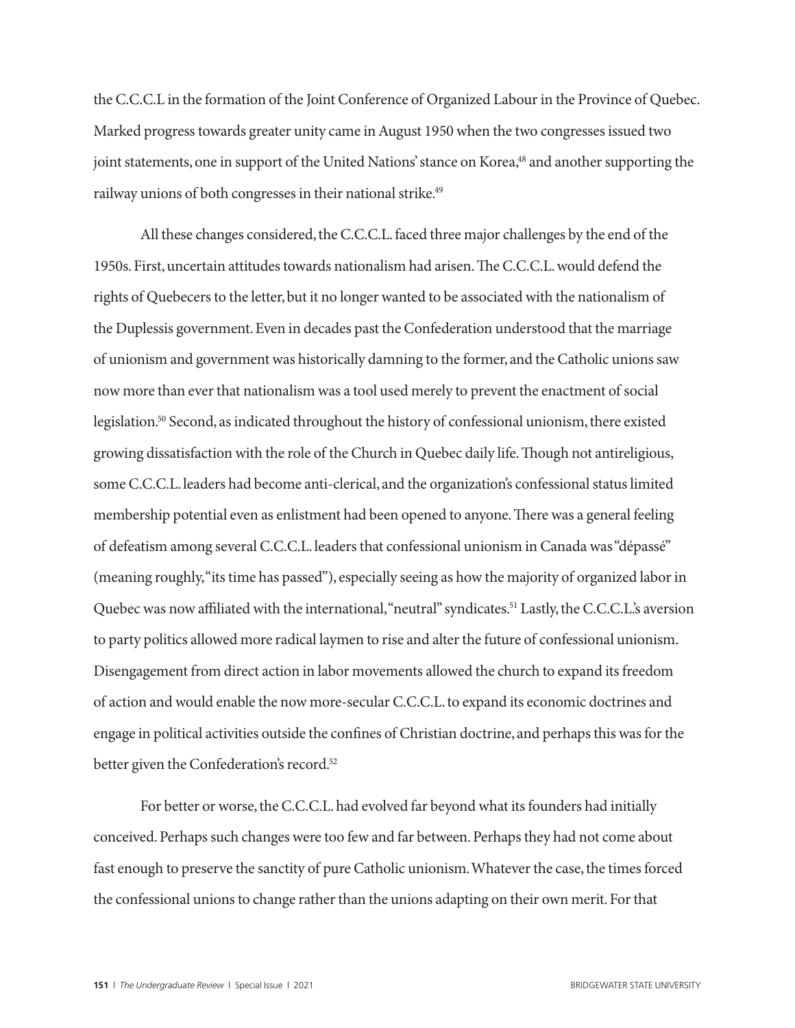the C.C.C.L in the formation of the Joint Conference of Organized Labour in the Province of Quebec. Marked progress towards greater unity came in August 1950 when the two congresses issued two joint statements, one in support of the United Nations' stance on Korea,[48] and another supporting the railway unions of both congresses in their national strike.[49]

All these changes considered, the C.C.C.L. faced three major challenges by the end of the 1950s. First, uncertain attitudes towards nationalism had arisen. The C.C.C.L. would defend the rights of Quebecers to the letter, but it no longer wanted to be associated with the nationalism of the Duplessis government. Even in decades past the Confederation understood that the marriage of unionism and government was historically damning to the former, and the Catholic unions saw now more than ever that nationalism was a tool used merely to prevent the enactment of social legislation.[50] Second, as indicated throughout the history of confessional unionism, there existed growing dissatisfaction with the role of the Church in Quebec daily life. Though not antireligious, some C.C.C.L. leaders had become anti-clerical, and the organization's confessional status limited membership potential even as enlistment had been opened to anyone. There was a general feeling of defeatism among several C.C.C.L. leaders that confessional unionism in Canada was "dépassé" (meaning roughly, "its time has passed"), especially seeing as how the majority of organized labor in Quebec was now affiliated with the international, "neutral" syndicates.[51] Lastly, the C.C.C.L.'s aversion to party politics allowed more radical laymen to rise and alter the future of confessional unionism. Disengagement from direct action in labor movements allowed the church to expand its freedom of action and would enable the now more-secular C.C.C.L. to expand its economic doctrines and engage in political activities outside the confines of Christian doctrine, and perhaps this was for the better given the Confederation's record.[52]

For better or worse, the C.C.C.L. had evolved far beyond what its founders had initially conceived. Perhaps such changes were too few and far between. Perhaps they had not come about fast enough to preserve the sanctity of pure Catholic unionism. Whatever the case, the times forced the confessional unions to change rather than the unions adapting on their own merit. For that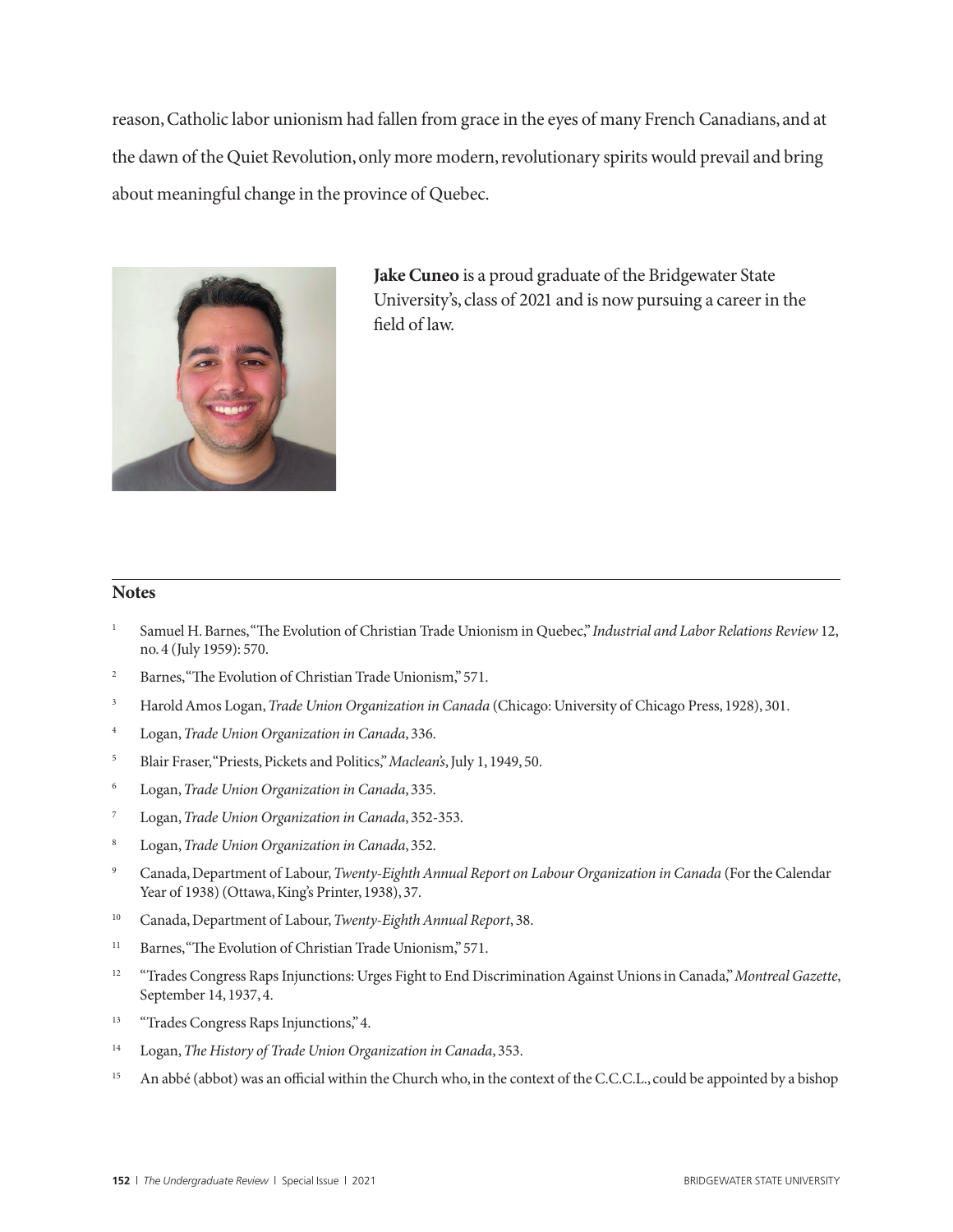reason, Catholic labor unionism had fallen from grace in the eyes of many French Canadians, and at the dawn of the Quiet Revolution, only more modern, revolutionary spirits would prevail and bring about meaningful change in the province of Quebec.

**Jake Cuneo** is a proud graduate of the Bridgewater State University's, class of 2021 and is now pursuing a career in the field of law.

## Notes

1. Samuel H. Barnes, "The Evolution of Christian Trade Unionism in Quebec," *Industrial and Labor Relations Review* 12, no. 4 (July 1959): 570.
2. Barnes, "The Evolution of Christian Trade Unionism," 571.
3. Harold Amos Logan, *Trade Union Organization in Canada* (Chicago: University of Chicago Press, 1928), 301.
4. Logan, *Trade Union Organization in Canada*, 336.
5. Blair Fraser, "Priests, Pickets and Politics," *Maclean's*, July 1, 1949, 50.
6. Logan, *Trade Union Organization in Canada*, 335.
7. Logan, *Trade Union Organization in Canada*, 352-353.
8. Logan, *Trade Union Organization in Canada*, 352.
9. Canada, Department of Labour, *Twenty-Eighth Annual Report on Labour Organization in Canada* (For the Calendar Year of 1938) (Ottawa, King's Printer, 1938), 37.
10. Canada, Department of Labour, *Twenty-Eighth Annual Report*, 38.
11. Barnes, "The Evolution of Christian Trade Unionism," 571.
12. "Trades Congress Raps Injunctions: Urges Fight to End Discrimination Against Unions in Canada," *Montreal Gazette*, September 14, 1937, 4.
13. "Trades Congress Raps Injunctions," 4.
14. Logan, *The History of Trade Union Organization in Canada*, 353.
15. An abbé (abbot) was an official within the Church who, in the context of the C.C.C.L., could be appointed by a bishop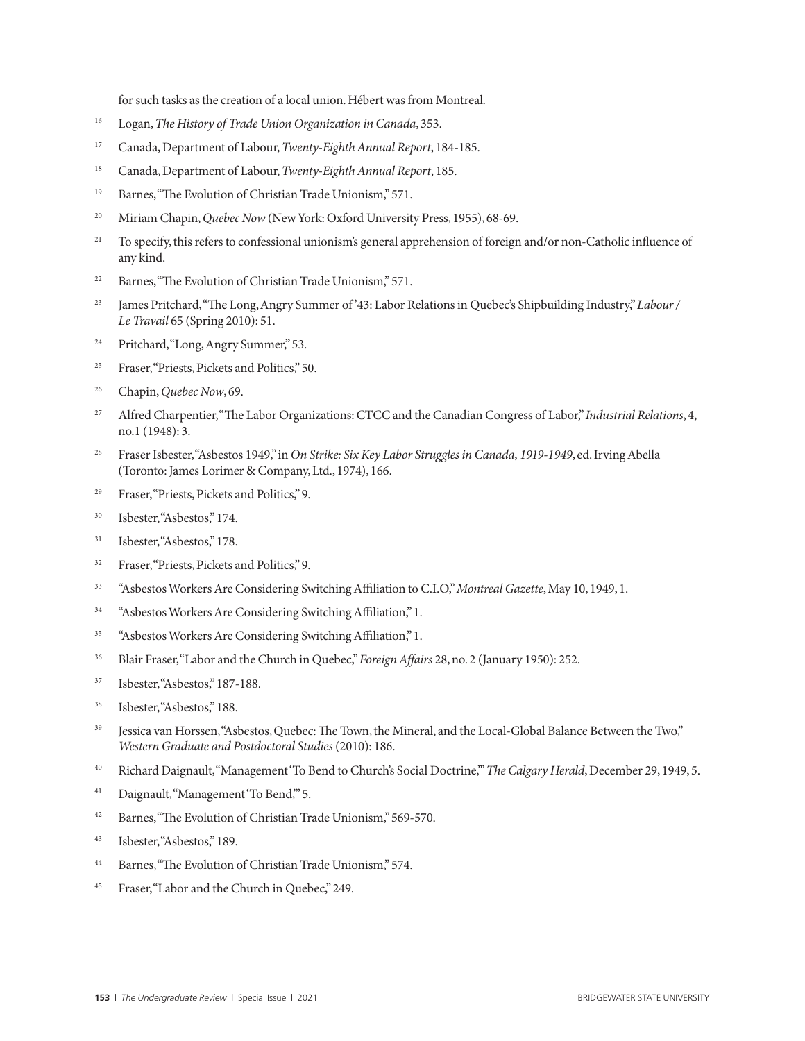for such tasks as the creation of a local union. Hébert was from Montreal.

16. Logan, *The History of Trade Union Organization in Canada*, 353.
17. Canada, Department of Labour, *Twenty-Eighth Annual Report*, 184-185.
18. Canada, Department of Labour, *Twenty-Eighth Annual Report*, 185.
19. Barnes, "The Evolution of Christian Trade Unionism," 571.
20. Miriam Chapin, *Quebec Now* (New York: Oxford University Press, 1955), 68-69.
21. To specify, this refers to confessional unionism's general apprehension of foreign and/or non-Catholic influence of any kind.
22. Barnes, "The Evolution of Christian Trade Unionism," 571.
23. James Pritchard, "The Long, Angry Summer of '43: Labor Relations in Quebec's Shipbuilding Industry," *Labour / Le Travail* 65 (Spring 2010): 51.
24. Pritchard, "Long, Angry Summer," 53.
25. Fraser, "Priests, Pickets and Politics," 50.
26. Chapin, *Quebec Now*, 69.
27. Alfred Charpentier, "The Labor Organizations: CTCC and the Canadian Congress of Labor," *Industrial Relations*, 4, no.1 (1948): 3.
28. Fraser Isbester, "Asbestos 1949," in *On Strike: Six Key Labor Struggles in Canada, 1919-1949*, ed. Irving Abella (Toronto: James Lorimer & Company, Ltd., 1974), 166.
29. Fraser, "Priests, Pickets and Politics," 9.
30. Isbester, "Asbestos," 174.
31. Isbester, "Asbestos," 178.
32. Fraser, "Priests, Pickets and Politics," 9.
33. "Asbestos Workers Are Considering Switching Affiliation to C.I.O," *Montreal Gazette*, May 10, 1949, 1.
34. "Asbestos Workers Are Considering Switching Affiliation," 1.
35. "Asbestos Workers Are Considering Switching Affiliation," 1.
36. Blair Fraser, "Labor and the Church in Quebec," *Foreign Affairs* 28, no. 2 (January 1950): 252.
37. Isbester, "Asbestos," 187-188.
38. Isbester, "Asbestos," 188.
39. Jessica van Horssen, "Asbestos, Quebec: The Town, the Mineral, and the Local-Global Balance Between the Two," *Western Graduate and Postdoctoral Studies* (2010): 186.
40. Richard Daignault, "Management 'To Bend to Church's Social Doctrine,'" *The Calgary Herald*, December 29, 1949, 5.
41. Daignault, "Management 'To Bend,'" 5.
42. Barnes, "The Evolution of Christian Trade Unionism," 569-570.
43. Isbester, "Asbestos," 189.
44. Barnes, "The Evolution of Christian Trade Unionism," 574.
45. Fraser, "Labor and the Church in Quebec," 249.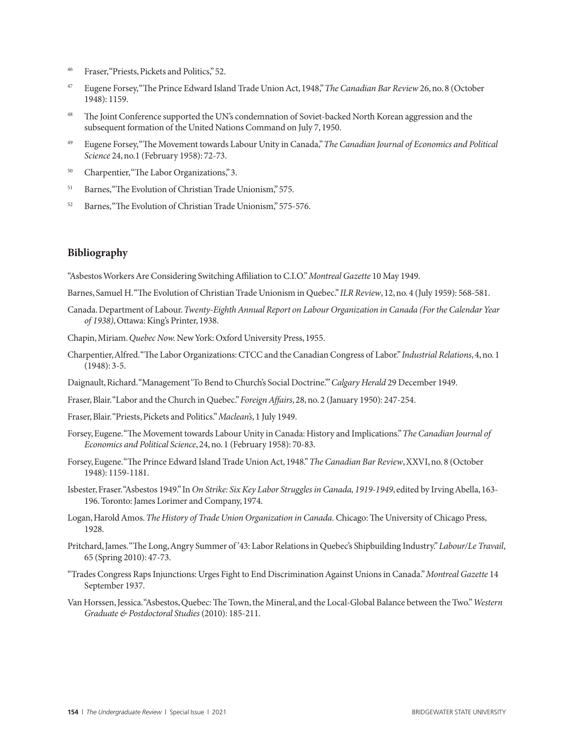[46] Fraser, "Priests, Pickets and Politics," 52.

[47] Eugene Forsey, "The Prince Edward Island Trade Union Act, 1948," *The Canadian Bar Review* 26, no. 8 (October 1948): 1159.

[48] The Joint Conference supported the UN's condemnation of Soviet-backed North Korean aggression and the subsequent formation of the United Nations Command on July 7, 1950.

[49] Eugene Forsey, "The Movement towards Labour Unity in Canada," *The Canadian Journal of Economics and Political Science* 24, no.1 (February 1958): 72-73.

[50] Charpentier, "The Labor Organizations," 3.

[51] Barnes, "The Evolution of Christian Trade Unionism," 575.

[52] Barnes, "The Evolution of Christian Trade Unionism," 575-576.

## Bibliography

"Asbestos Workers Are Considering Switching Affiliation to C.I.O." *Montreal Gazette* 10 May 1949.

Barnes, Samuel H. "The Evolution of Christian Trade Unionism in Quebec." *ILR Review*, 12, no. 4 (July 1959): 568-581.

Canada. Department of Labour. *Twenty-Eighth Annual Report on Labour Organization in Canada (For the Calendar Year of 1938)*, Ottawa: King's Printer, 1938.

Chapin, Miriam. *Quebec Now.* New York: Oxford University Press, 1955.

Charpentier, Alfred. "The Labor Organizations: CTCC and the Canadian Congress of Labor." *Industrial Relations*, 4, no. 1 (1948): 3-5.

Daignault, Richard. "Management 'To Bend to Church's Social Doctrine.'" *Calgary Herald* 29 December 1949.

Fraser, Blair. "Labor and the Church in Quebec." *Foreign Affairs*, 28, no. 2 (January 1950): 247-254.

Fraser, Blair. "Priests, Pickets and Politics." *Maclean's*, 1 July 1949.

Forsey, Eugene. "The Movement towards Labour Unity in Canada: History and Implications." *The Canadian Journal of Economics and Political Science*, 24, no. 1 (February 1958): 70-83.

Forsey, Eugene. "The Prince Edward Island Trade Union Act, 1948." *The Canadian Bar Review*, XXVI, no. 8 (October 1948): 1159-1181.

Isbester, Fraser. "Asbestos 1949." In *On Strike: Six Key Labor Struggles in Canada, 1919-1949*, edited by Irving Abella, 163-196. Toronto: James Lorimer and Company, 1974.

Logan, Harold Amos. *The History of Trade Union Organization in Canada.* Chicago: The University of Chicago Press, 1928.

Pritchard, James. "The Long, Angry Summer of '43: Labor Relations in Quebec's Shipbuilding Industry." *Labour/Le Travail*, 65 (Spring 2010): 47-73.

"Trades Congress Raps Injunctions: Urges Fight to End Discrimination Against Unions in Canada." *Montreal Gazette* 14 September 1937.

Van Horssen, Jessica. "Asbestos, Quebec: The Town, the Mineral, and the Local-Global Balance between the Two." *Western Graduate & Postdoctoral Studies* (2010): 185-211.